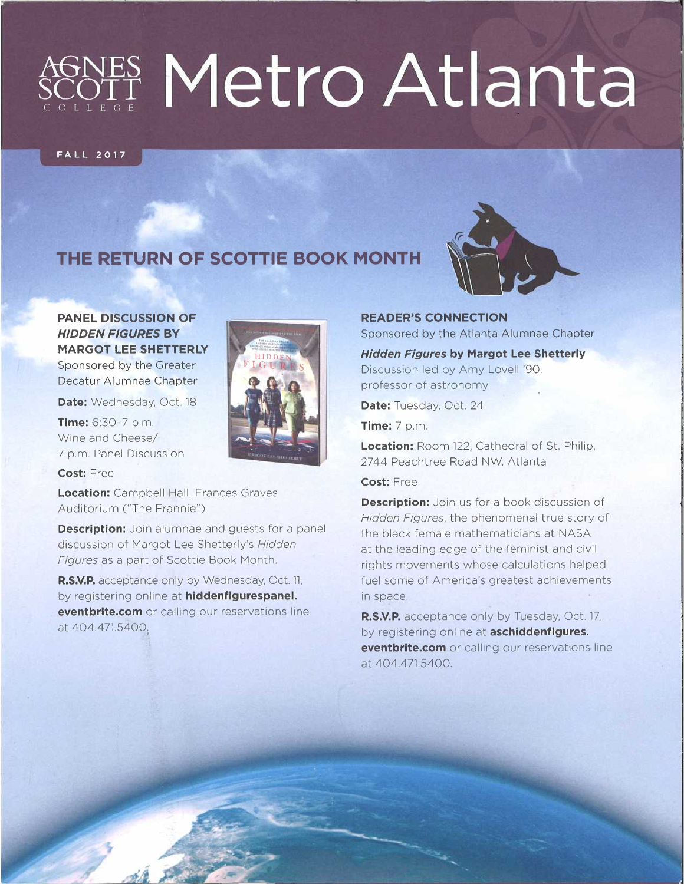# Agnes Scott College Metro Atlanta

FALL 2017

## THE RETURN OF SCOTTIE BOOK MONTH

### PANEL DISCUSSION OF *HIDDEN FIGURES* BY MARGOT LEE SHETTERLY

Sponsored by the Greater Decatur Alumnae Chapter

**Date:** Wednesday, Oct. 18

**Time:** 6:30–7 p.m. Wine and Cheese/ 7 p.m. Panel Discussion

**Cost:** Free

**Location:** Campbell Hall, Frances Graves Auditorium ("The Frannie")

**Description:** Join alumnae and guests for a panel discussion of Margot Lee Shetterly's *Hidden Figures* as a part of Scottie Book Month.

**R.S.V.P.** acceptance only by Wednesday, Oct. 11, by registering online at **hiddenfigurespanel.eventbrite.com** or calling our reservations line at 404.471.5400.

### READER'S CONNECTION

Sponsored by the Atlanta Alumnae Chapter

***Hidden Figures* by Margot Lee Shetterly**

Discussion led by Amy Lovell '90, professor of astronomy

**Date:** Tuesday, Oct. 24

**Time:** 7 p.m.

**Location:** Room 122, Cathedral of St. Philip, 2744 Peachtree Road NW, Atlanta

**Cost:** Free

**Description:** Join us for a book discussion of *Hidden Figures*, the phenomenal true story of the black female mathematicians at NASA at the leading edge of the feminist and civil rights movements whose calculations helped fuel some of America's greatest achievements in space.

**R.S.V.P.** acceptance only by Tuesday, Oct. 17, by registering online at **aschiddenfigures.eventbrite.com** or calling our reservations line at 404.471.5400.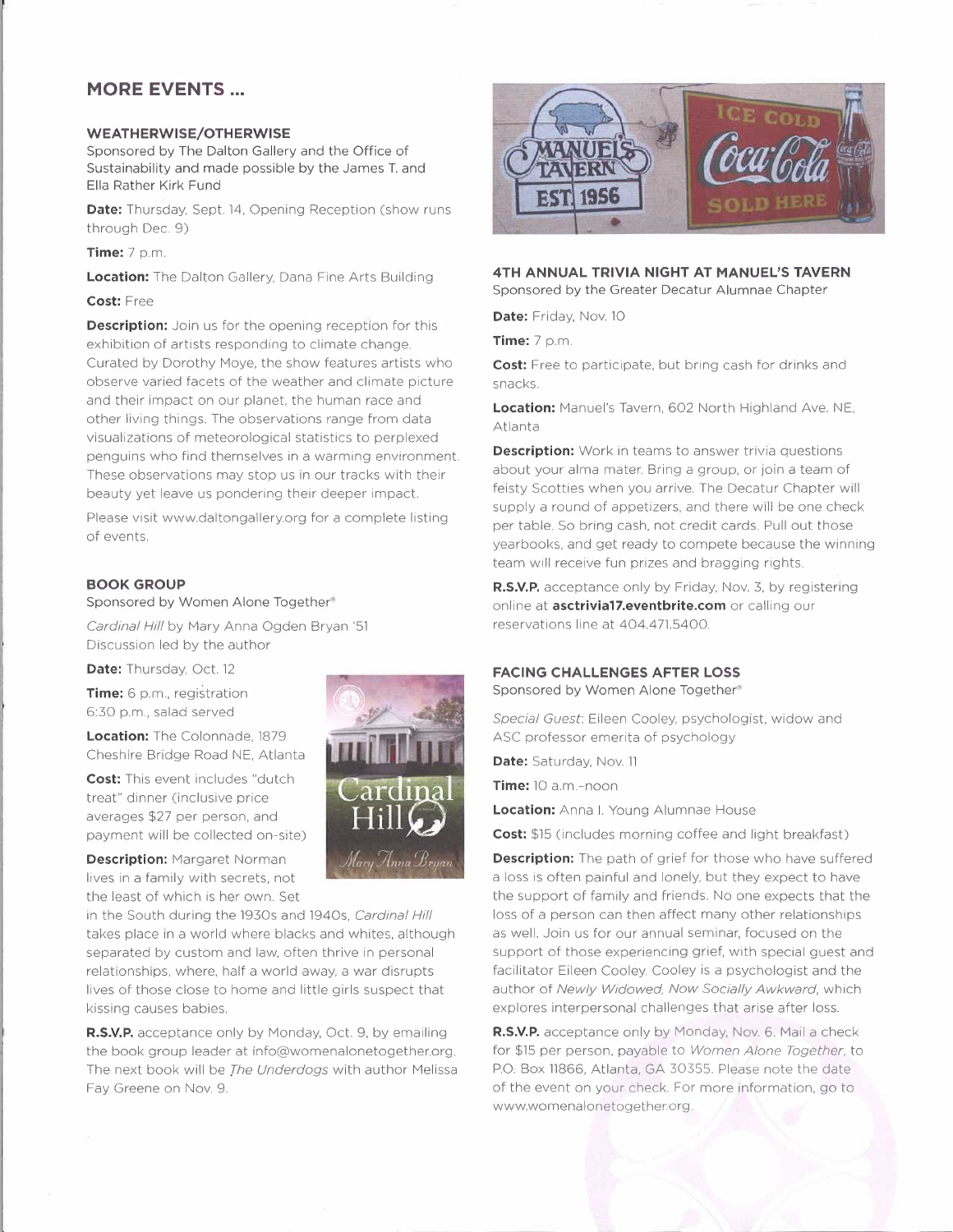## MORE EVENTS ...

### WEATHERWISE/OTHERWISE

Sponsored by The Dalton Gallery and the Office of Sustainability and made possible by the James T. and Ella Rather Kirk Fund

**Date:** Thursday, Sept. 14, Opening Reception (show runs through Dec. 9)

**Time:** 7 p.m.

**Location:** The Dalton Gallery, Dana Fine Arts Building

**Cost:** Free

**Description:** Join us for the opening reception for this exhibition of artists responding to climate change. Curated by Dorothy Moye, the show features artists who observe varied facets of the weather and climate picture and their impact on our planet, the human race and other living things. The observations range from data visualizations of meteorological statistics to perplexed penguins who find themselves in a warming environment. These observations may stop us in our tracks with their beauty yet leave us pondering their deeper impact.

Please visit www.daltongallery.org for a complete listing of events.

### BOOK GROUP

Sponsored by Women Alone Together®

*Cardinal Hill* by Mary Anna Ogden Bryan '51
Discussion led by the author

**Date:** Thursday, Oct. 12

**Time:** 6 p.m., registration
6:30 p.m., salad served

**Location:** The Colonnade, 1879 Cheshire Bridge Road NE, Atlanta

**Cost:** This event includes "dutch treat" dinner (inclusive price averages $27 per person, and payment will be collected on-site)

**Description:** Margaret Norman lives in a family with secrets, not the least of which is her own. Set in the South during the 1930s and 1940s, *Cardinal Hill* takes place in a world where blacks and whites, although separated by custom and law, often thrive in personal relationships, where, half a world away, a war disrupts lives of those close to home and little girls suspect that kissing causes babies.

**R.S.V.P.** acceptance only by Monday, Oct. 9, by emailing the book group leader at info@womenalonetogether.org. The next book will be *The Underdogs* with author Melissa Fay Greene on Nov. 9.

### 4TH ANNUAL TRIVIA NIGHT AT MANUEL'S TAVERN

Sponsored by the Greater Decatur Alumnae Chapter

**Date:** Friday, Nov. 10

**Time:** 7 p.m.

**Cost:** Free to participate, but bring cash for drinks and snacks.

**Location:** Manuel's Tavern, 602 North Highland Ave. NE, Atlanta

**Description:** Work in teams to answer trivia questions about your alma mater. Bring a group, or join a team of feisty Scotties when you arrive. The Decatur Chapter will supply a round of appetizers, and there will be one check per table. So bring cash, not credit cards. Pull out those yearbooks, and get ready to compete because the winning team will receive fun prizes and bragging rights.

**R.S.V.P.** acceptance only by Friday, Nov. 3, by registering online at **asctrivia17.eventbrite.com** or calling our reservations line at 404.471.5400.

### FACING CHALLENGES AFTER LOSS

Sponsored by Women Alone Together®

*Special Guest*: Eileen Cooley, psychologist, widow and ASC professor emerita of psychology

**Date:** Saturday, Nov. 11

**Time:** 10 a.m.-noon

**Location:** Anna I. Young Alumnae House

**Cost:** $15 (includes morning coffee and light breakfast)

**Description:** The path of grief for those who have suffered a loss is often painful and lonely, but they expect to have the support of family and friends. No one expects that the loss of a person can then affect many other relationships as well. Join us for our annual seminar, focused on the support of those experiencing grief, with special guest and facilitator Eileen Cooley. Cooley is a psychologist and the author of *Newly Widowed, Now Socially Awkward*, which explores interpersonal challenges that arise after loss.

**R.S.V.P.** acceptance only by Monday, Nov. 6. Mail a check for $15 per person, payable to *Women Alone Together*, to P.O. Box 11866, Atlanta, GA 30355. Please note the date of the event on your check. For more information, go to www.womenalonetogether.org.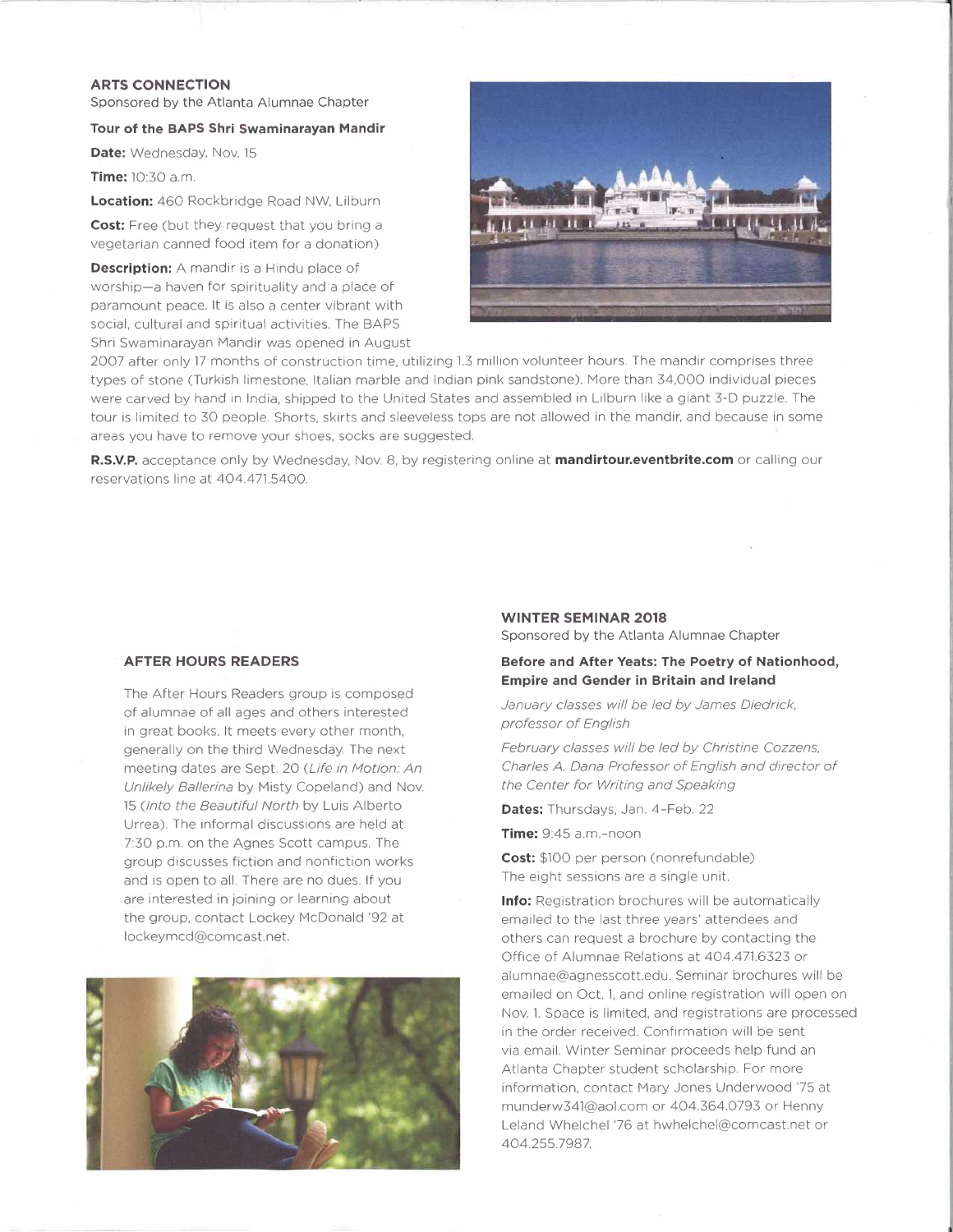## ARTS CONNECTION

Sponsored by the Atlanta Alumnae Chapter

### Tour of the BAPS Shri Swaminarayan Mandir

**Date:** Wednesday, Nov. 15

**Time:** 10:30 a.m.

**Location:** 460 Rockbridge Road NW, Lilburn

**Cost:** Free (but they request that you bring a vegetarian canned food item for a donation)

**Description:** A mandir is a Hindu place of worship—a haven for spirituality and a place of paramount peace. It is also a center vibrant with social, cultural and spiritual activities. The BAPS Shri Swaminarayan Mandir was opened in August 2007 after only 17 months of construction time, utilizing 1.3 million volunteer hours. The mandir comprises three types of stone (Turkish limestone, Italian marble and Indian pink sandstone). More than 34,000 individual pieces were carved by hand in India, shipped to the United States and assembled in Lilburn like a giant 3-D puzzle. The tour is limited to 30 people. Shorts, skirts and sleeveless tops are not allowed in the mandir, and because in some areas you have to remove your shoes, socks are suggested.

**R.S.V.P.** acceptance only by Wednesday, Nov. 8, by registering online at **mandirtour.eventbrite.com** or calling our reservations line at 404.471.5400.

## AFTER HOURS READERS

The After Hours Readers group is composed of alumnae of all ages and others interested in great books. It meets every other month, generally on the third Wednesday. The next meeting dates are Sept. 20 (*Life in Motion: An Unlikely Ballerina* by Misty Copeland) and Nov. 15 (*Into the Beautiful North* by Luis Alberto Urrea). The informal discussions are held at 7:30 p.m. on the Agnes Scott campus. The group discusses fiction and nonfiction works and is open to all. There are no dues. If you are interested in joining or learning about the group, contact Lockey McDonald '92 at lockeymcd@comcast.net.

## WINTER SEMINAR 2018

Sponsored by the Atlanta Alumnae Chapter

### Before and After Yeats: The Poetry of Nationhood, Empire and Gender in Britain and Ireland

*January classes will be led by James Diedrick, professor of English*

*February classes will be led by Christine Cozzens, Charles A. Dana Professor of English and director of the Center for Writing and Speaking*

**Dates:** Thursdays, Jan. 4–Feb. 22

**Time:** 9:45 a.m.–noon

**Cost:** $100 per person (nonrefundable)
The eight sessions are a single unit.

**Info:** Registration brochures will be automatically emailed to the last three years' attendees and others can request a brochure by contacting the Office of Alumnae Relations at 404.471.6323 or alumnae@agnesscott.edu. Seminar brochures will be emailed on Oct. 1, and online registration will open on Nov. 1. Space is limited, and registrations are processed in the order received. Confirmation will be sent via email. Winter Seminar proceeds help fund an Atlanta Chapter student scholarship. For more information, contact Mary Jones Underwood '75 at munderw341@aol.com or 404.364.0793 or Henny Leland Whelchel '76 at hwhelchel@comcast.net or 404.255.7987.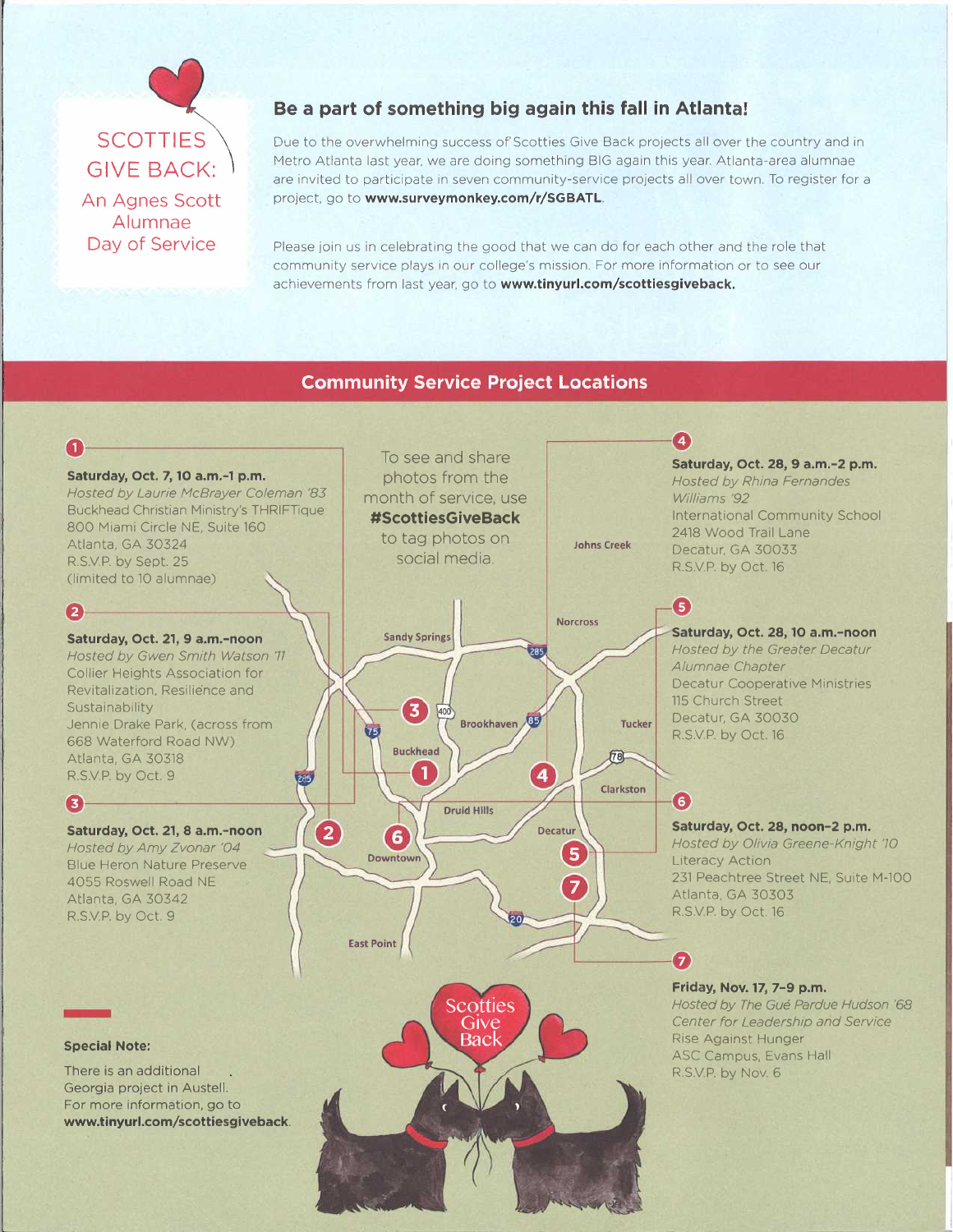# SCOTTIES GIVE BACK:

An Agnes Scott Alumnae Day of Service

## Be a part of something big again this fall in Atlanta!

Due to the overwhelming success of Scotties Give Back projects all over the country and in Metro Atlanta last year, we are doing something BIG again this year. Atlanta-area alumnae are invited to participate in seven community-service projects all over town. To register for a project, go to **www.surveymonkey.com/r/SGBATL**.

Please join us in celebrating the good that we can do for each other and the role that community service plays in our college's mission. For more information or to see our achievements from last year, go to **www.tinyurl.com/scottiesgiveback.**

## Community Service Project Locations

To see and share photos from the month of service, use **#ScottiesGiveBack** to tag photos on social media.

**1**

**Saturday, Oct. 7, 10 a.m.-1 p.m.**
*Hosted by Laurie McBrayer Coleman '83*
Buckhead Christian Ministry's THRIFTique
800 Miami Circle NE, Suite 160
Atlanta, GA 30324
R.S.V.P. by Sept. 25
(limited to 10 alumnae)

**2**

**Saturday, Oct. 21, 9 a.m.-noon**
*Hosted by Gwen Smith Watson '11*
Collier Heights Association for Revitalization, Resilience and Sustainability
Jennie Drake Park, (across from 668 Waterford Road NW)
Atlanta, GA 30318
R.S.V.P. by Oct. 9

**3**

**Saturday, Oct. 21, 8 a.m.-noon**
*Hosted by Amy Zvonar '04*
Blue Heron Nature Preserve
4055 Roswell Road NE
Atlanta, GA 30342
R.S.V.P. by Oct. 9

**4**

**Saturday, Oct. 28, 9 a.m.-2 p.m.**
*Hosted by Rhina Fernandes Williams '92*
International Community School
2418 Wood Trail Lane
Decatur, GA 30033
R.S.V.P. by Oct. 16

**5**

**Saturday, Oct. 28, 10 a.m.-noon**
*Hosted by the Greater Decatur Alumnae Chapter*
Decatur Cooperative Ministries
115 Church Street
Decatur, GA 30030
R.S.V.P. by Oct. 16

**6**

**Saturday, Oct. 28, noon-2 p.m.**
*Hosted by Olivia Greene-Knight '10*
Literacy Action
231 Peachtree Street NE, Suite M-100
Atlanta, GA 30303
R.S.V.P. by Oct. 16

**7**

**Friday, Nov. 17, 7-9 p.m.**
*Hosted by The Gué Pardue Hudson '68 Center for Leadership and Service*
Rise Against Hunger
ASC Campus, Evans Hall
R.S.V.P. by Nov. 6

**Special Note:**

There is an additional Georgia project in Austell. For more information, go to **www.tinyurl.com/scottiesgiveback**.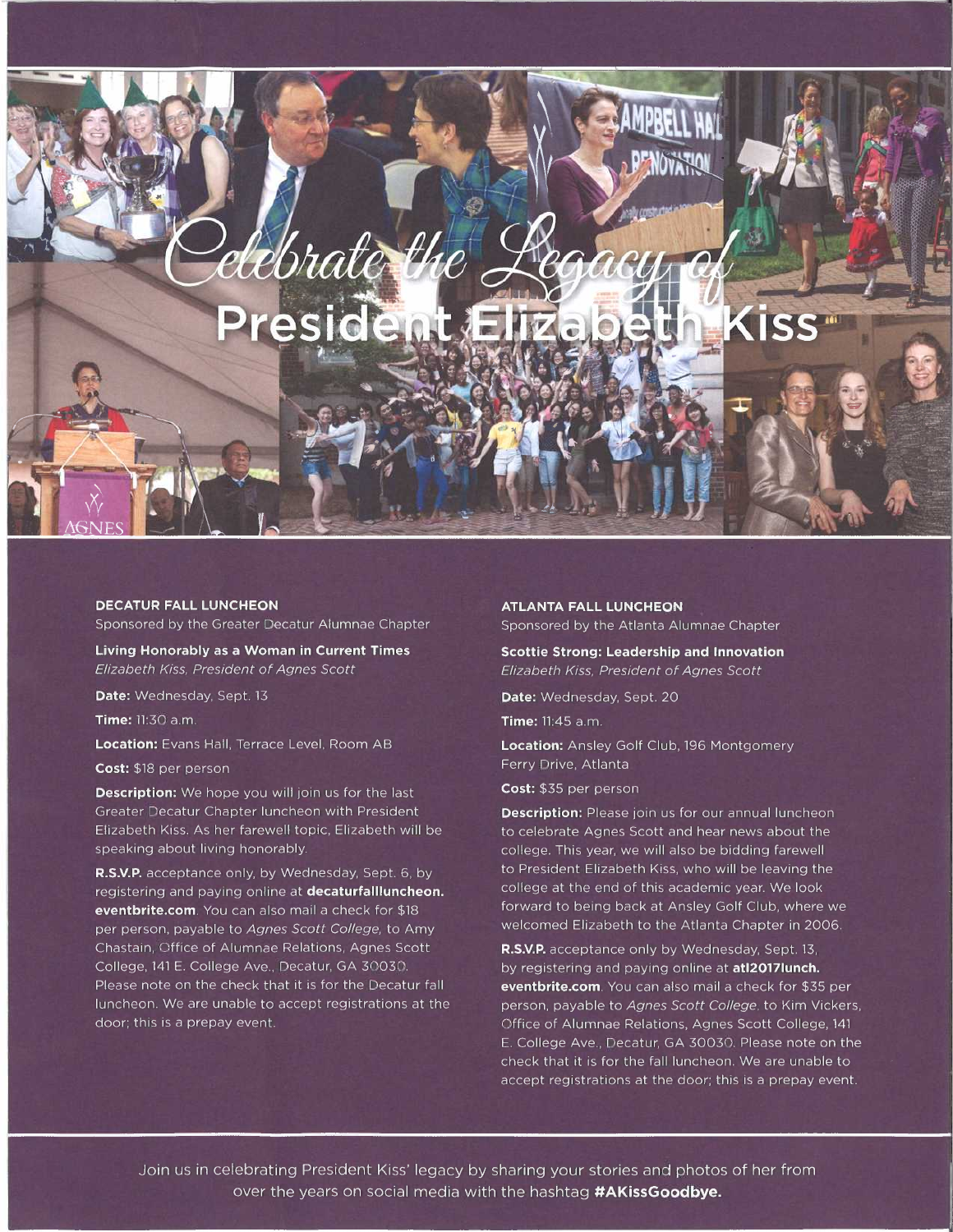# Celebrate the Legacy of President Elizabeth Kiss

### DECATUR FALL LUNCHEON

Sponsored by the Greater Decatur Alumnae Chapter

**Living Honorably as a Woman in Current Times**
*Elizabeth Kiss, President of Agnes Scott*

**Date:** Wednesday, Sept. 13

**Time:** 11:30 a.m.

**Location:** Evans Hall, Terrace Level, Room AB

**Cost:** $18 per person

**Description:** We hope you will join us for the last Greater Decatur Chapter luncheon with President Elizabeth Kiss. As her farewell topic, Elizabeth will be speaking about living honorably.

**R.S.V.P.** acceptance only, by Wednesday, Sept. 6, by registering and paying online at **decaturfallluncheon.eventbrite.com**. You can also mail a check for $18 per person, payable to *Agnes Scott College,* to Amy Chastain, Office of Alumnae Relations, Agnes Scott College, 141 E. College Ave., Decatur, GA 30030. Please note on the check that it is for the Decatur fall luncheon. We are unable to accept registrations at the door; this is a prepay event.

### ATLANTA FALL LUNCHEON

Sponsored by the Atlanta Alumnae Chapter

**Scottie Strong: Leadership and Innovation**
*Elizabeth Kiss, President of Agnes Scott*

**Date:** Wednesday, Sept. 20

**Time:** 11:45 a.m.

**Location:** Ansley Golf Club, 196 Montgomery Ferry Drive, Atlanta

**Cost:** $35 per person

**Description:** Please join us for our annual luncheon to celebrate Agnes Scott and hear news about the college. This year, we will also be bidding farewell to President Elizabeth Kiss, who will be leaving the college at the end of this academic year. We look forward to being back at Ansley Golf Club, where we welcomed Elizabeth to the Atlanta Chapter in 2006.

**R.S.V.P.** acceptance only by Wednesday, Sept. 13, by registering and paying online at **atl2017lunch.eventbrite.com**. You can also mail a check for $35 per person, payable to *Agnes Scott College,* to Kim Vickers, Office of Alumnae Relations, Agnes Scott College, 141 E. College Ave., Decatur, GA 30030. Please note on the check that it is for the fall luncheon. We are unable to accept registrations at the door; this is a prepay event.

Join us in celebrating President Kiss' legacy by sharing your stories and photos of her from over the years on social media with the hashtag **#AKissGoodbye.**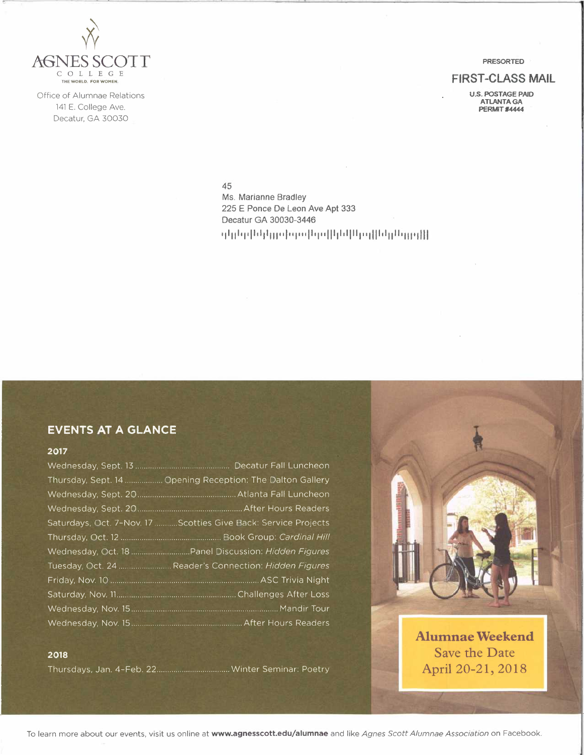AGNES SCOTT
COLLEGE
THE WORLD. FOR WOMEN.

Office of Alumnae Relations
141 E. College Ave.
Decatur, GA 30030

PRESORTED
FIRST-CLASS MAIL
U.S. POSTAGE PAID
ATLANTA GA
PERMIT #4444

45
Ms. Marianne Bradley
225 E Ponce De Leon Ave Apt 333
Decatur GA 30030-3446

## EVENTS AT A GLANCE

### 2017

Wednesday, Sept. 13 .......... Decatur Fall Luncheon
Thursday, Sept. 14 .......... Opening Reception: The Dalton Gallery
Wednesday, Sept. 20 .......... Atlanta Fall Luncheon
Wednesday, Sept. 20 .......... After Hours Readers
Saturdays, Oct. 7–Nov. 17 .......... Scotties Give Back: Service Projects
Thursday, Oct. 12 .......... Book Group: *Cardinal Hill*
Wednesday, Oct. 18 .......... Panel Discussion: *Hidden Figures*
Tuesday, Oct. 24 .......... Reader's Connection: *Hidden Figures*
Friday, Nov. 10 .......... ASC Trivia Night
Saturday, Nov. 11 .......... Challenges After Loss
Wednesday, Nov. 15 .......... Mandir Tour
Wednesday, Nov. 15 .......... After Hours Readers

### 2018

Thursdays, Jan. 4–Feb. 22 .......... Winter Seminar: Poetry

**Alumnae Weekend**
Save the Date
April 20-21, 2018

To learn more about our events, visit us online at **www.agnesscott.edu/alumnae** and like *Agnes Scott Alumnae Association* on Facebook.